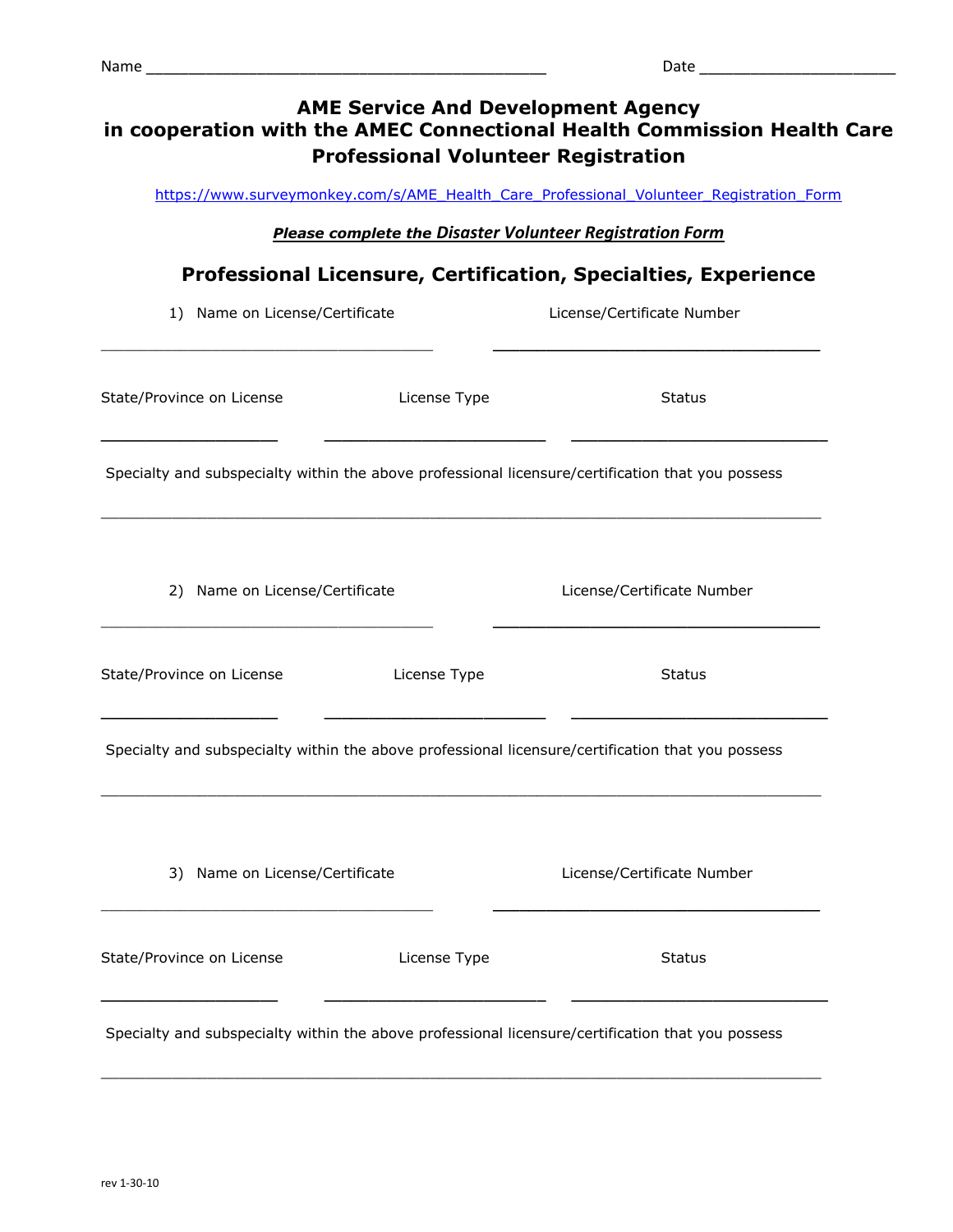Name ____________________________________________ Date ______________________

## AME Service And Development Agency in cooperation with the AMEC Connectional Health Commission Health Care Professional Volunteer Registration

https://www.surveymonkey.com/s/AME_Health_Care_Professional_Volunteer_Registration_Form

***Please complete the Disaster Volunteer Registration Form***

## Professional Licensure, Certification, Specialties, Experience

1) Name on License/Certificate ____________________________________ License/Certificate Number ____________________________________

State/Province on License ____________________ License Type ________________________ Status ____________________________

Specialty and subspecialty within the above professional licensure/certification that you possess

________________________________________________________________________________

2) Name on License/Certificate ____________________________________ License/Certificate Number ____________________________________

State/Province on License ____________________ License Type ________________________ Status ____________________________

Specialty and subspecialty within the above professional licensure/certification that you possess

________________________________________________________________________________

3) Name on License/Certificate ____________________________________ License/Certificate Number ____________________________________

State/Province on License ____________________ License Type ________________________ Status ____________________________

Specialty and subspecialty within the above professional licensure/certification that you possess

________________________________________________________________________________

rev 1-30-10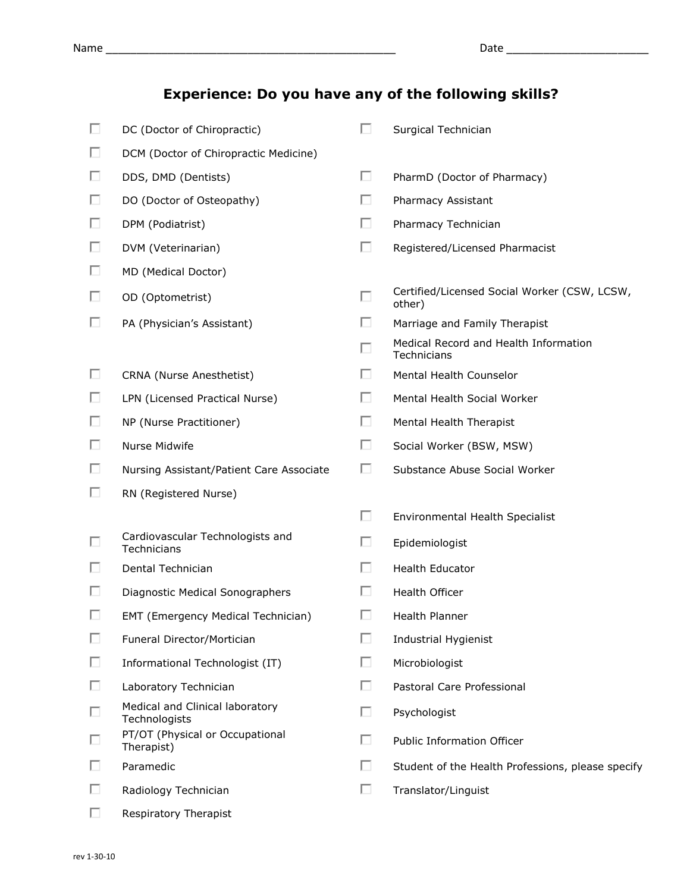Name ____________________________________________ Date ______________________

## Experience: Do you have any of the following skills?

- ☐ DC (Doctor of Chiropractic)
- ☐ DCM (Doctor of Chiropractic Medicine)
- ☐ DDS, DMD (Dentists)
- ☐ DO (Doctor of Osteopathy)
- ☐ DPM (Podiatrist)
- ☐ DVM (Veterinarian)
- ☐ MD (Medical Doctor)
- ☐ OD (Optometrist)
- ☐ PA (Physician's Assistant)

- ☐ CRNA (Nurse Anesthetist)
- ☐ LPN (Licensed Practical Nurse)
- ☐ NP (Nurse Practitioner)
- ☐ Nurse Midwife
- ☐ Nursing Assistant/Patient Care Associate
- ☐ RN (Registered Nurse)

- ☐ Cardiovascular Technologists and Technicians
- ☐ Dental Technician
- ☐ Diagnostic Medical Sonographers
- ☐ EMT (Emergency Medical Technician)
- ☐ Funeral Director/Mortician
- ☐ Informational Technologist (IT)
- ☐ Laboratory Technician
- ☐ Medical and Clinical laboratory Technologists
- ☐ PT/OT (Physical or Occupational Therapist)
- ☐ Paramedic
- ☐ Radiology Technician
- ☐ Respiratory Therapist

- ☐ Surgical Technician

- ☐ PharmD (Doctor of Pharmacy)
- ☐ Pharmacy Assistant
- ☐ Pharmacy Technician
- ☐ Registered/Licensed Pharmacist

- ☐ Certified/Licensed Social Worker (CSW, LCSW, other)
- ☐ Marriage and Family Therapist
- ☐ Medical Record and Health Information Technicians
- ☐ Mental Health Counselor
- ☐ Mental Health Social Worker
- ☐ Mental Health Therapist
- ☐ Social Worker (BSW, MSW)
- ☐ Substance Abuse Social Worker

- ☐ Environmental Health Specialist
- ☐ Epidemiologist
- ☐ Health Educator
- ☐ Health Officer
- ☐ Health Planner
- ☐ Industrial Hygienist
- ☐ Microbiologist
- ☐ Pastoral Care Professional
- ☐ Psychologist
- ☐ Public Information Officer
- ☐ Student of the Health Professions, please specify
- ☐ Translator/Linguist

rev 1-30-10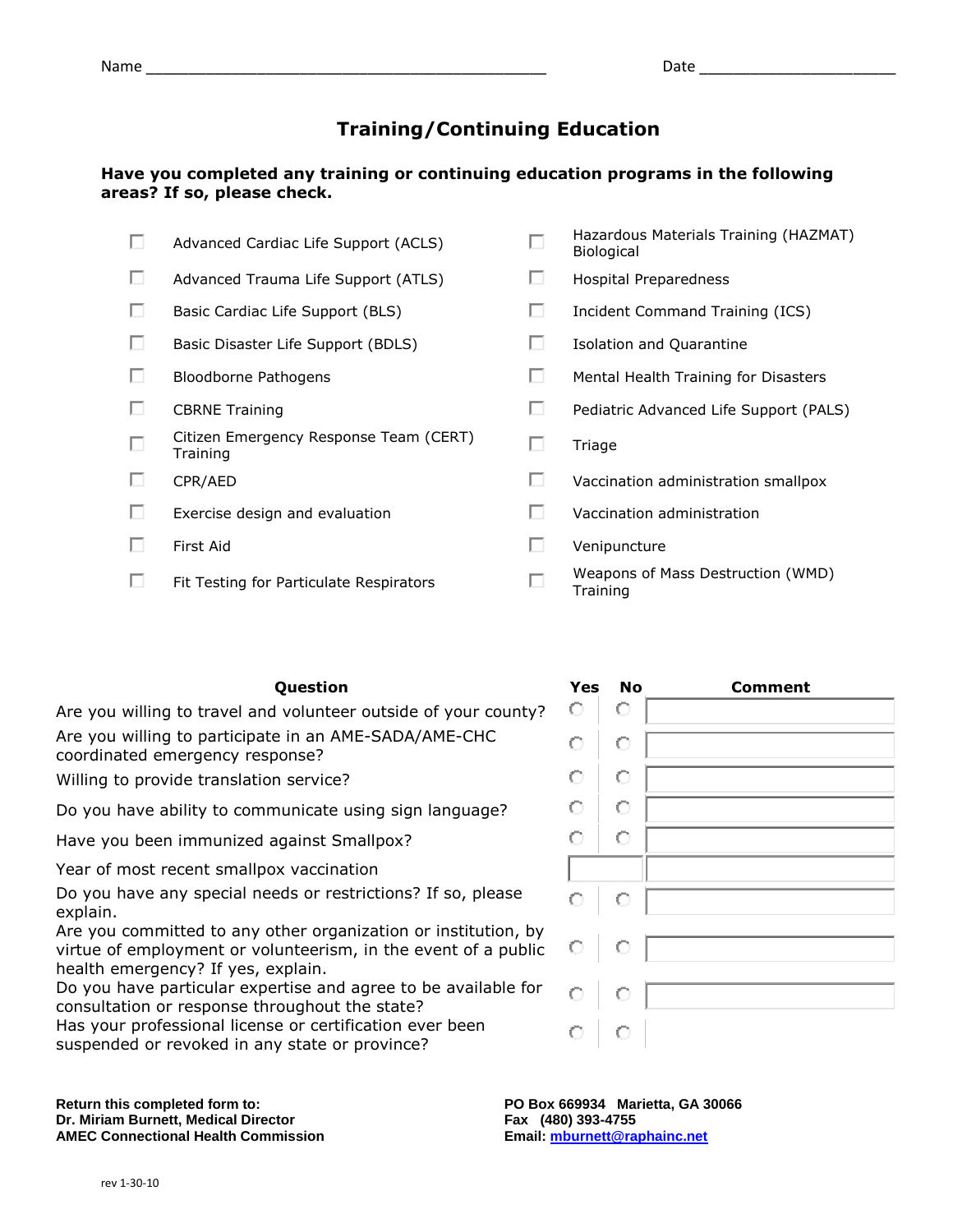Name ______________________________________________ Date ______________________

# Training/Continuing Education

**Have you completed any training or continuing education programs in the following areas? If so, please check.**

- ☐ Advanced Cardiac Life Support (ACLS)
- ☐ Advanced Trauma Life Support (ATLS)
- ☐ Basic Cardiac Life Support (BLS)
- ☐ Basic Disaster Life Support (BDLS)
- ☐ Bloodborne Pathogens
- ☐ CBRNE Training
- ☐ Citizen Emergency Response Team (CERT) Training
- ☐ CPR/AED
- ☐ Exercise design and evaluation
- ☐ First Aid
- ☐ Fit Testing for Particulate Respirators
- ☐ Hazardous Materials Training (HAZMAT) Biological
- ☐ Hospital Preparedness
- ☐ Incident Command Training (ICS)
- ☐ Isolation and Quarantine
- ☐ Mental Health Training for Disasters
- ☐ Pediatric Advanced Life Support (PALS)
- ☐ Triage
- ☐ Vaccination administration smallpox
- ☐ Vaccination administration
- ☐ Venipuncture
- ☐ Weapons of Mass Destruction (WMD) Training

| Question | Yes | No | Comment |
| --- | --- | --- | --- |
| Are you willing to travel and volunteer outside of your county? | ○ | ○ | |
| Are you willing to participate in an AME-SADA/AME-CHC coordinated emergency response? | ○ | ○ | |
| Willing to provide translation service? | ○ | ○ | |
| Do you have ability to communicate using sign language? | ○ | ○ | |
| Have you been immunized against Smallpox? | ○ | ○ | |
| Year of most recent smallpox vaccination | | | |
| Do you have any special needs or restrictions? If so, please explain. | ○ | ○ | |
| Are you committed to any other organization or institution, by virtue of employment or volunteerism, in the event of a public health emergency? If yes, explain. | ○ | ○ | |
| Do you have particular expertise and agree to be available for consultation or response throughout the state? | ○ | ○ | |
| Has your professional license or certification ever been suspended or revoked in any state or province? | ○ | ○ | |

**Return this completed form to:**
**Dr. Miriam Burnett, Medical Director**
**AMEC Connectional Health Commission**

**PO Box 669934 Marietta, GA 30066**
**Fax (480) 393-4755**
**Email: mburnett@raphainc.net**

rev 1-30-10